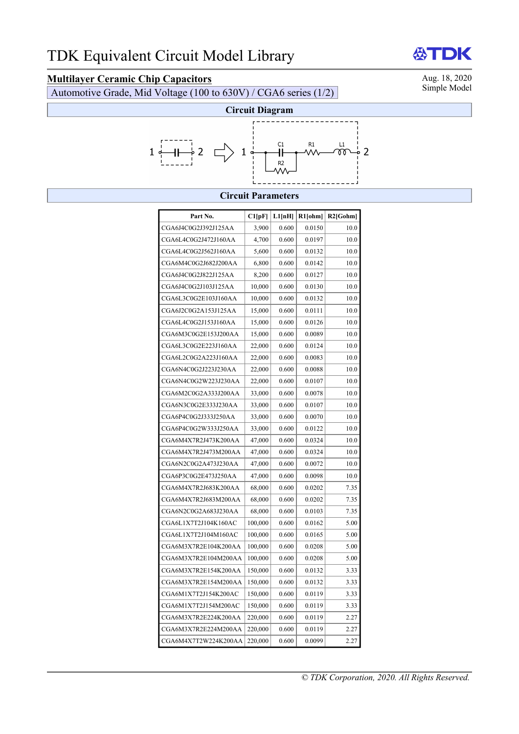# TDK Equivalent Circuit Model Library

## Multilayer Ceramic Chip Capacitors

Automotive Grade, Mid Voltage (100 to 630V) / CGA6 series (1/2)

Aug. 18, 2020
Simple Model

### Circuit Diagram

1 —||— 2 ⇨ 1 —[C1 ∥ R2]— R1 — L1 — 2

### Circuit Parameters

| Part No. | C1[pF] | L1[nH] | R1[ohm] | R2[Gohm] |
|---|---|---|---|---|
| CGA6J4C0G2J392J125AA | 3,900 | 0.600 | 0.0150 | 10.0 |
| CGA6L4C0G2J472J160AA | 4,700 | 0.600 | 0.0197 | 10.0 |
| CGA6L4C0G2J562J160AA | 5,600 | 0.600 | 0.0132 | 10.0 |
| CGA6M4C0G2J682J200AA | 6,800 | 0.600 | 0.0142 | 10.0 |
| CGA6J4C0G2J822J125AA | 8,200 | 0.600 | 0.0127 | 10.0 |
| CGA6J4C0G2J103J125AA | 10,000 | 0.600 | 0.0130 | 10.0 |
| CGA6L3C0G2E103J160AA | 10,000 | 0.600 | 0.0132 | 10.0 |
| CGA6J2C0G2A153J125AA | 15,000 | 0.600 | 0.0111 | 10.0 |
| CGA6L4C0G2J153J160AA | 15,000 | 0.600 | 0.0126 | 10.0 |
| CGA6M3C0G2E153J200AA | 15,000 | 0.600 | 0.0089 | 10.0 |
| CGA6L3C0G2E223J160AA | 22,000 | 0.600 | 0.0124 | 10.0 |
| CGA6L2C0G2A223J160AA | 22,000 | 0.600 | 0.0083 | 10.0 |
| CGA6N4C0G2J223J230AA | 22,000 | 0.600 | 0.0088 | 10.0 |
| CGA6N4C0G2W223J230AA | 22,000 | 0.600 | 0.0107 | 10.0 |
| CGA6M2C0G2A333J200AA | 33,000 | 0.600 | 0.0078 | 10.0 |
| CGA6N3C0G2E333J230AA | 33,000 | 0.600 | 0.0107 | 10.0 |
| CGA6P4C0G2J333J250AA | 33,000 | 0.600 | 0.0070 | 10.0 |
| CGA6P4C0G2W333J250AA | 33,000 | 0.600 | 0.0122 | 10.0 |
| CGA6M4X7R2J473K200AA | 47,000 | 0.600 | 0.0324 | 10.0 |
| CGA6M4X7R2J473M200AA | 47,000 | 0.600 | 0.0324 | 10.0 |
| CGA6N2C0G2A473J230AA | 47,000 | 0.600 | 0.0072 | 10.0 |
| CGA6P3C0G2E473J250AA | 47,000 | 0.600 | 0.0098 | 10.0 |
| CGA6M4X7R2J683K200AA | 68,000 | 0.600 | 0.0202 | 7.35 |
| CGA6M4X7R2J683M200AA | 68,000 | 0.600 | 0.0202 | 7.35 |
| CGA6N2C0G2A683J230AA | 68,000 | 0.600 | 0.0103 | 7.35 |
| CGA6L1X7T2J104K160AC | 100,000 | 0.600 | 0.0162 | 5.00 |
| CGA6L1X7T2J104M160AC | 100,000 | 0.600 | 0.0165 | 5.00 |
| CGA6M3X7R2E104K200AA | 100,000 | 0.600 | 0.0208 | 5.00 |
| CGA6M3X7R2E104M200AA | 100,000 | 0.600 | 0.0208 | 5.00 |
| CGA6M3X7R2E154K200AA | 150,000 | 0.600 | 0.0132 | 3.33 |
| CGA6M3X7R2E154M200AA | 150,000 | 0.600 | 0.0132 | 3.33 |
| CGA6M1X7T2J154K200AC | 150,000 | 0.600 | 0.0119 | 3.33 |
| CGA6M1X7T2J154M200AC | 150,000 | 0.600 | 0.0119 | 3.33 |
| CGA6M3X7R2E224K200AA | 220,000 | 0.600 | 0.0119 | 2.27 |
| CGA6M3X7R2E224M200AA | 220,000 | 0.600 | 0.0119 | 2.27 |
| CGA6M4X7T2W224K200AA | 220,000 | 0.600 | 0.0099 | 2.27 |

*© TDK Corporation, 2020. All Rights Reserved.*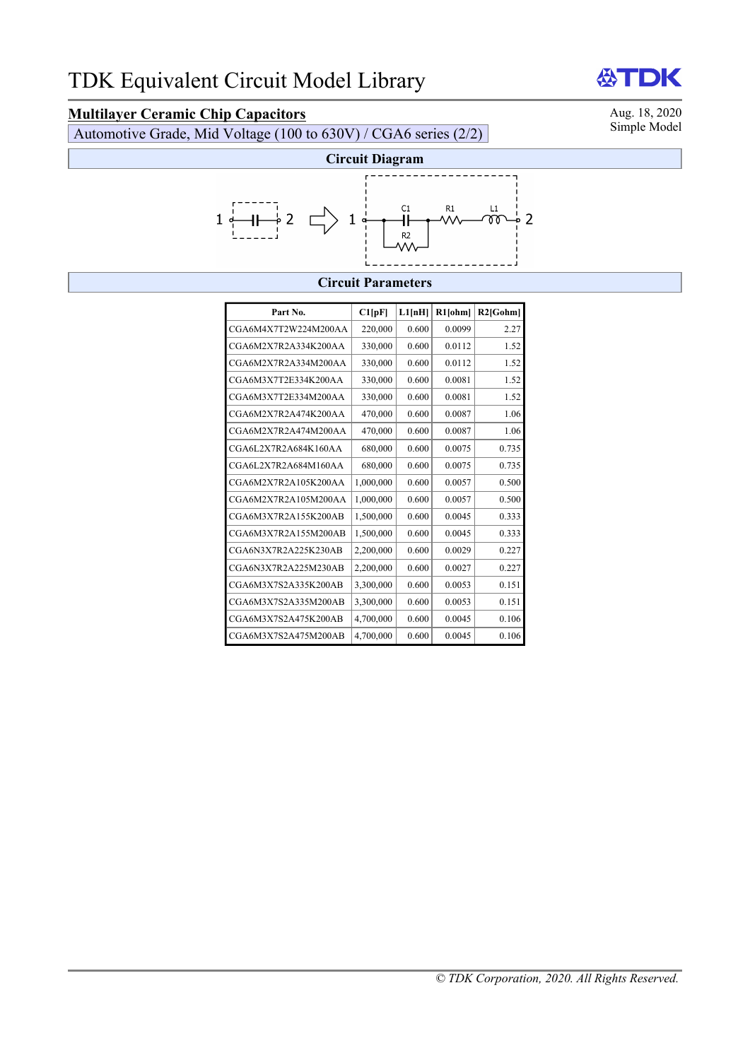# TDK Equivalent Circuit Model Library

Aug. 18, 2020
Simple Model

## Multilayer Ceramic Chip Capacitors

Automotive Grade, Mid Voltage (100 to 630V) / CGA6 series (2/2)

### Circuit Diagram

1 2 ⇨ 1 C1 R1 L1 2
R2

### Circuit Parameters

| Part No. | C1[pF] | L1[nH] | R1[ohm] | R2[Gohm] |
|---|---|---|---|---|
| CGA6M4X7T2W224M200AA | 220,000 | 0.600 | 0.0099 | 2.27 |
| CGA6M2X7R2A334K200AA | 330,000 | 0.600 | 0.0112 | 1.52 |
| CGA6M2X7R2A334M200AA | 330,000 | 0.600 | 0.0112 | 1.52 |
| CGA6M3X7T2E334K200AA | 330,000 | 0.600 | 0.0081 | 1.52 |
| CGA6M3X7T2E334M200AA | 330,000 | 0.600 | 0.0081 | 1.52 |
| CGA6M2X7R2A474K200AA | 470,000 | 0.600 | 0.0087 | 1.06 |
| CGA6M2X7R2A474M200AA | 470,000 | 0.600 | 0.0087 | 1.06 |
| CGA6L2X7R2A684K160AA | 680,000 | 0.600 | 0.0075 | 0.735 |
| CGA6L2X7R2A684M160AA | 680,000 | 0.600 | 0.0075 | 0.735 |
| CGA6M2X7R2A105K200AA | 1,000,000 | 0.600 | 0.0057 | 0.500 |
| CGA6M2X7R2A105M200AA | 1,000,000 | 0.600 | 0.0057 | 0.500 |
| CGA6M3X7R2A155K200AB | 1,500,000 | 0.600 | 0.0045 | 0.333 |
| CGA6M3X7R2A155M200AB | 1,500,000 | 0.600 | 0.0045 | 0.333 |
| CGA6N3X7R2A225K230AB | 2,200,000 | 0.600 | 0.0029 | 0.227 |
| CGA6N3X7R2A225M230AB | 2,200,000 | 0.600 | 0.0027 | 0.227 |
| CGA6M3X7S2A335K200AB | 3,300,000 | 0.600 | 0.0053 | 0.151 |
| CGA6M3X7S2A335M200AB | 3,300,000 | 0.600 | 0.0053 | 0.151 |
| CGA6M3X7S2A475K200AB | 4,700,000 | 0.600 | 0.0045 | 0.106 |
| CGA6M3X7S2A475M200AB | 4,700,000 | 0.600 | 0.0045 | 0.106 |

*© TDK Corporation, 2020. All Rights Reserved.*